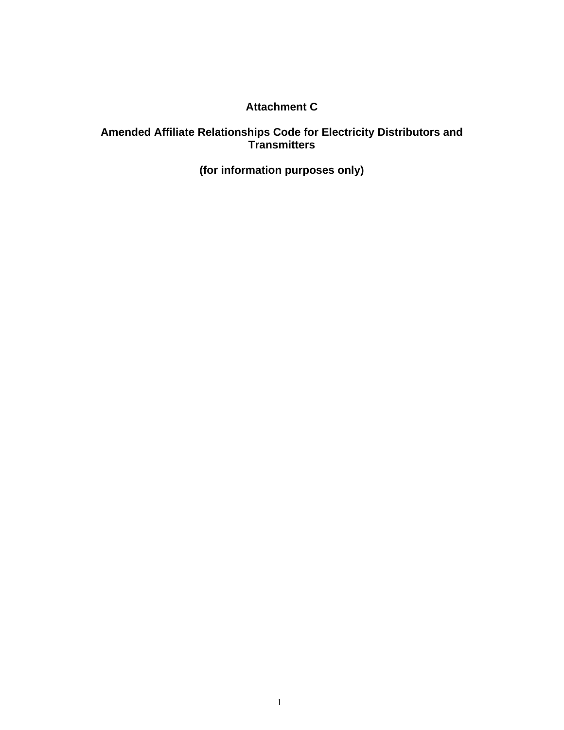# Attachment C

# Amended Affiliate Relationships Code for Electricity Distributors and Transmitters

**(for information purposes only)**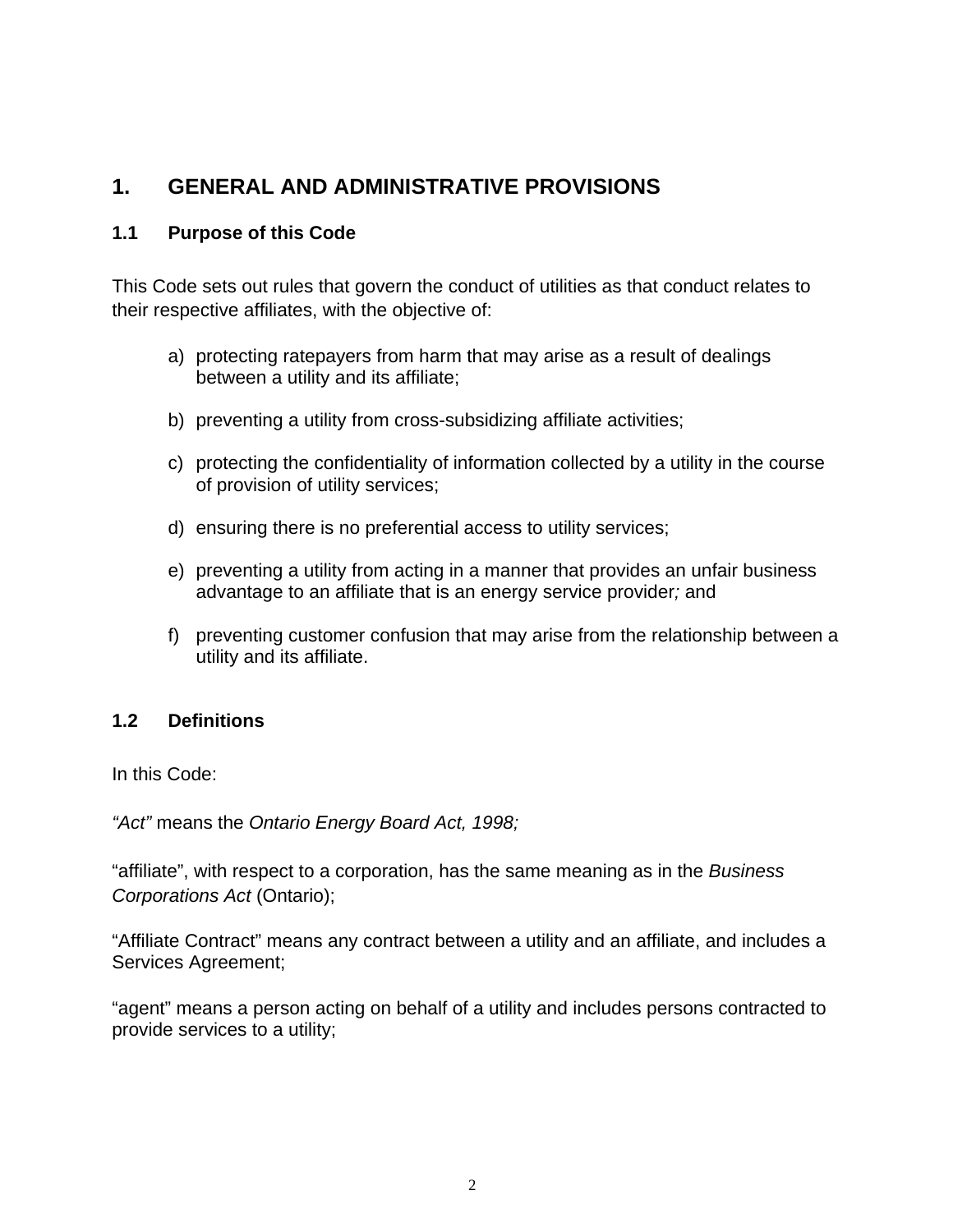# 1. GENERAL AND ADMINISTRATIVE PROVISIONS

## 1.1 Purpose of this Code

This Code sets out rules that govern the conduct of utilities as that conduct relates to their respective affiliates, with the objective of:

a) protecting ratepayers from harm that may arise as a result of dealings between a utility and its affiliate;

b) preventing a utility from cross-subsidizing affiliate activities;

c) protecting the confidentiality of information collected by a utility in the course of provision of utility services;

d) ensuring there is no preferential access to utility services;

e) preventing a utility from acting in a manner that provides an unfair business advantage to an affiliate that is an energy service provider*;* and

f) preventing customer confusion that may arise from the relationship between a utility and its affiliate.

## 1.2 Definitions

In this Code:

*"Act"* means the *Ontario Energy Board Act, 1998;*

"affiliate", with respect to a corporation, has the same meaning as in the *Business Corporations Act* (Ontario);

"Affiliate Contract" means any contract between a utility and an affiliate, and includes a Services Agreement;

"agent" means a person acting on behalf of a utility and includes persons contracted to provide services to a utility;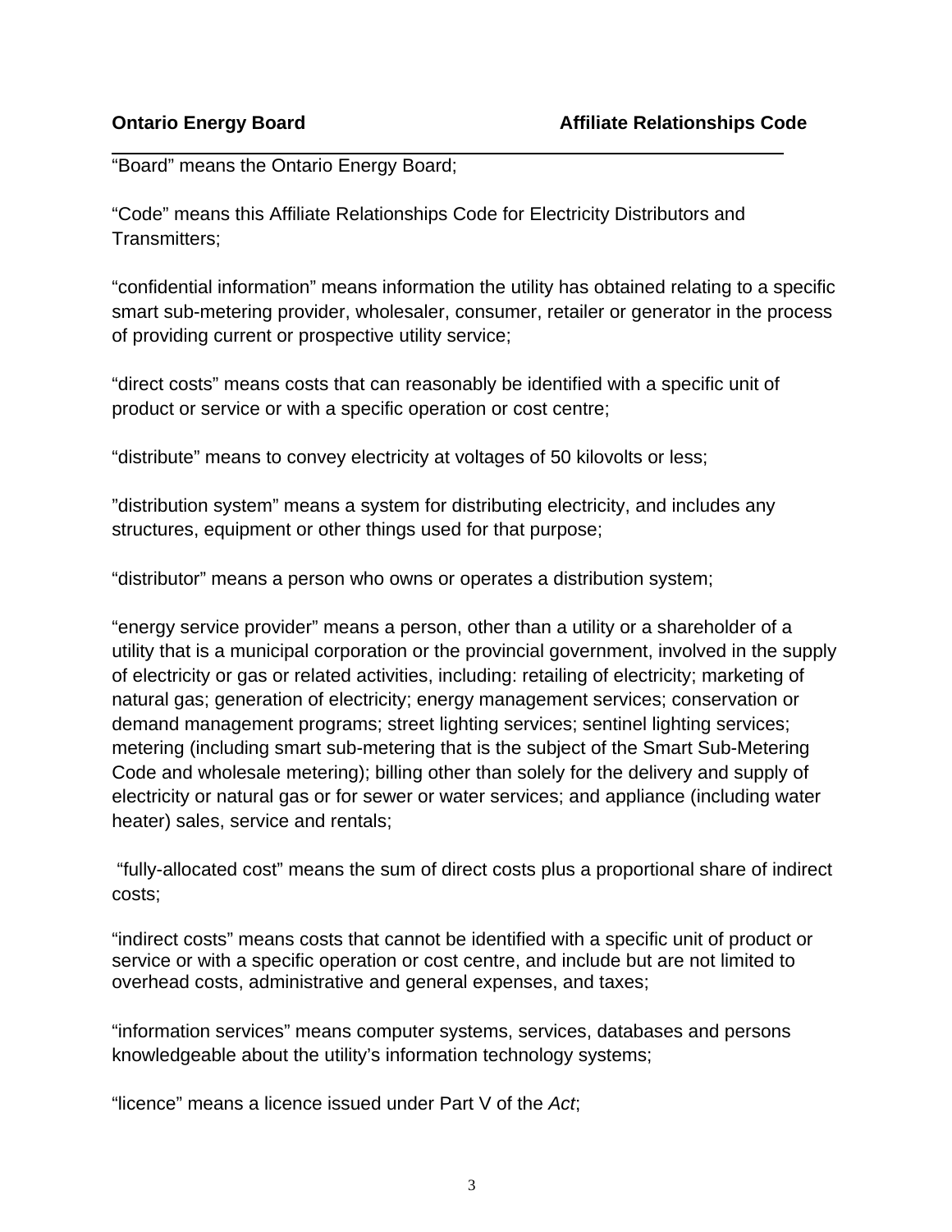“Board” means the Ontario Energy Board;

“Code” means this Affiliate Relationships Code for Electricity Distributors and Transmitters;

“confidential information” means information the utility has obtained relating to a specific smart sub-metering provider, wholesaler, consumer, retailer or generator in the process of providing current or prospective utility service;

“direct costs” means costs that can reasonably be identified with a specific unit of product or service or with a specific operation or cost centre;

“distribute” means to convey electricity at voltages of 50 kilovolts or less;

”distribution system” means a system for distributing electricity, and includes any structures, equipment or other things used for that purpose;

“distributor” means a person who owns or operates a distribution system;

“energy service provider” means a person, other than a utility or a shareholder of a utility that is a municipal corporation or the provincial government, involved in the supply of electricity or gas or related activities, including: retailing of electricity; marketing of natural gas; generation of electricity; energy management services; conservation or demand management programs; street lighting services; sentinel lighting services; metering (including smart sub-metering that is the subject of the Smart Sub-Metering Code and wholesale metering); billing other than solely for the delivery and supply of electricity or natural gas or for sewer or water services; and appliance (including water heater) sales, service and rentals;

“fully-allocated cost” means the sum of direct costs plus a proportional share of indirect costs;

“indirect costs” means costs that cannot be identified with a specific unit of product or service or with a specific operation or cost centre, and include but are not limited to overhead costs, administrative and general expenses, and taxes;

“information services” means computer systems, services, databases and persons knowledgeable about the utility’s information technology systems;

“licence” means a licence issued under Part V of the *Act*;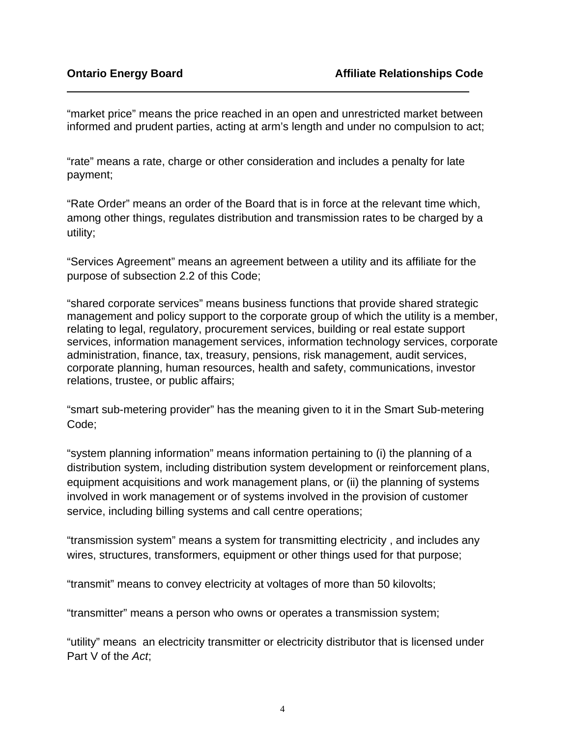"market price" means the price reached in an open and unrestricted market between informed and prudent parties, acting at arm's length and under no compulsion to act;

"rate" means a rate, charge or other consideration and includes a penalty for late payment;

"Rate Order" means an order of the Board that is in force at the relevant time which, among other things, regulates distribution and transmission rates to be charged by a utility;

"Services Agreement" means an agreement between a utility and its affiliate for the purpose of subsection 2.2 of this Code;

"shared corporate services" means business functions that provide shared strategic management and policy support to the corporate group of which the utility is a member, relating to legal, regulatory, procurement services, building or real estate support services, information management services, information technology services, corporate administration, finance, tax, treasury, pensions, risk management, audit services, corporate planning, human resources, health and safety, communications, investor relations, trustee, or public affairs;

"smart sub-metering provider" has the meaning given to it in the Smart Sub-metering Code;

"system planning information" means information pertaining to (i) the planning of a distribution system, including distribution system development or reinforcement plans, equipment acquisitions and work management plans, or (ii) the planning of systems involved in work management or of systems involved in the provision of customer service, including billing systems and call centre operations;

"transmission system" means a system for transmitting electricity , and includes any wires, structures, transformers, equipment or other things used for that purpose;

"transmit" means to convey electricity at voltages of more than 50 kilovolts;

"transmitter" means a person who owns or operates a transmission system;

"utility" means an electricity transmitter or electricity distributor that is licensed under Part V of the *Act*;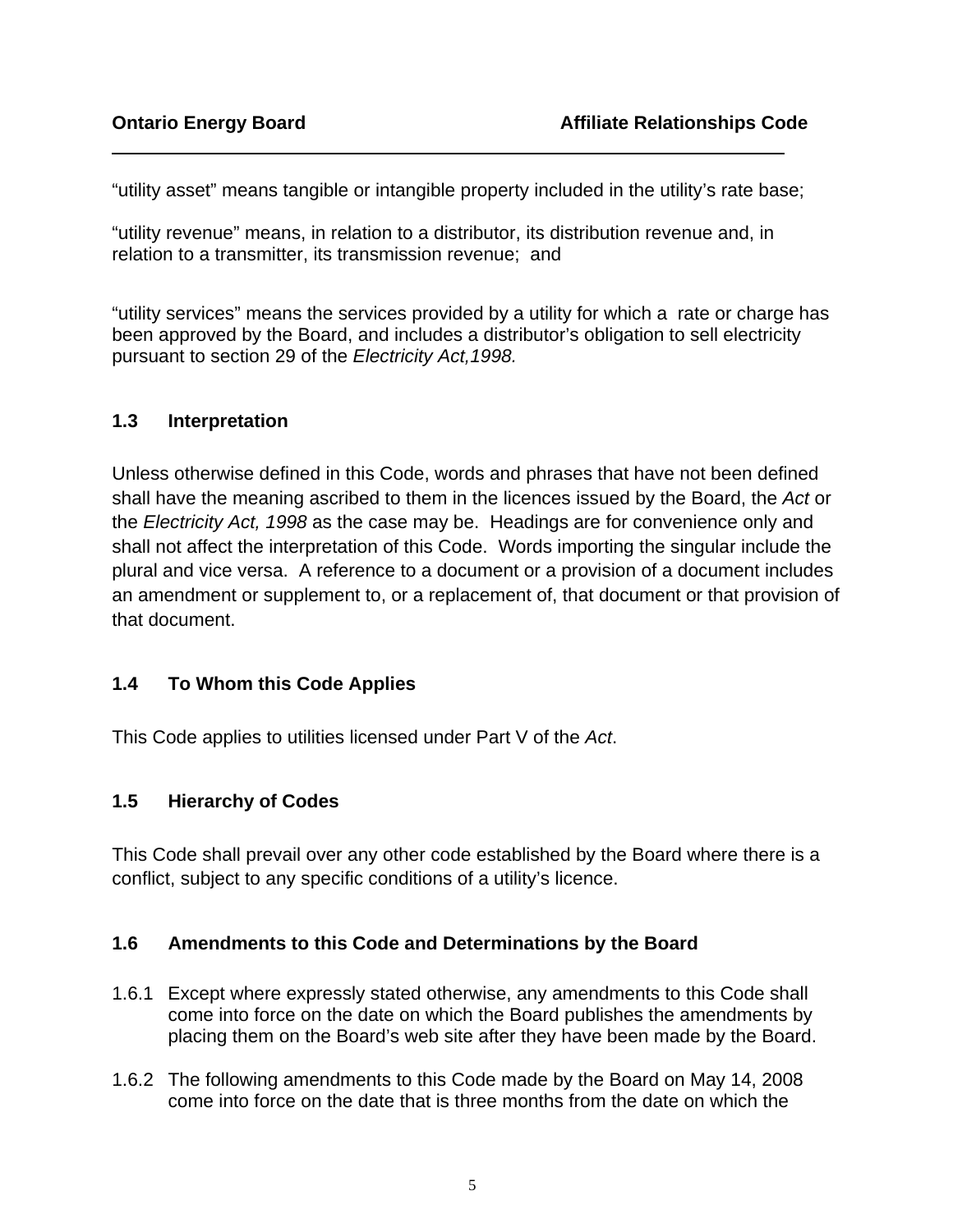"utility asset" means tangible or intangible property included in the utility's rate base;

"utility revenue" means, in relation to a distributor, its distribution revenue and, in relation to a transmitter, its transmission revenue; and

"utility services" means the services provided by a utility for which a rate or charge has been approved by the Board, and includes a distributor's obligation to sell electricity pursuant to section 29 of the *Electricity Act,1998.*

### 1.3 Interpretation

Unless otherwise defined in this Code, words and phrases that have not been defined shall have the meaning ascribed to them in the licences issued by the Board, the *Act* or the *Electricity Act, 1998* as the case may be. Headings are for convenience only and shall not affect the interpretation of this Code. Words importing the singular include the plural and vice versa. A reference to a document or a provision of a document includes an amendment or supplement to, or a replacement of, that document or that provision of that document.

### 1.4 To Whom this Code Applies

This Code applies to utilities licensed under Part V of the *Act*.

### 1.5 Hierarchy of Codes

This Code shall prevail over any other code established by the Board where there is a conflict, subject to any specific conditions of a utility's licence.

### 1.6 Amendments to this Code and Determinations by the Board

1.6.1 Except where expressly stated otherwise, any amendments to this Code shall come into force on the date on which the Board publishes the amendments by placing them on the Board's web site after they have been made by the Board.

1.6.2 The following amendments to this Code made by the Board on May 14, 2008 come into force on the date that is three months from the date on which the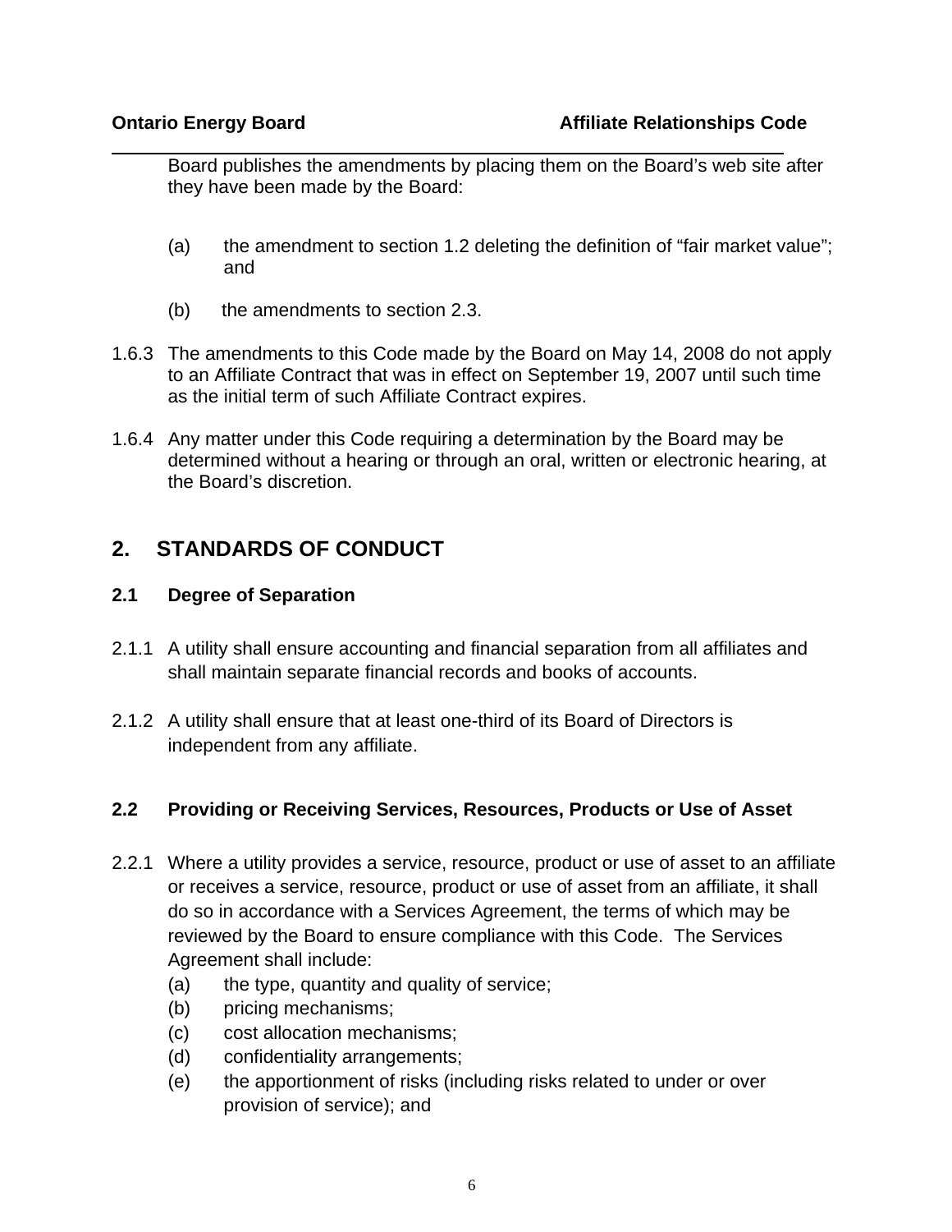Board publishes the amendments by placing them on the Board's web site after they have been made by the Board:

(a) the amendment to section 1.2 deleting the definition of "fair market value"; and

(b) the amendments to section 2.3.

1.6.3 The amendments to this Code made by the Board on May 14, 2008 do not apply to an Affiliate Contract that was in effect on September 19, 2007 until such time as the initial term of such Affiliate Contract expires.

1.6.4 Any matter under this Code requiring a determination by the Board may be determined without a hearing or through an oral, written or electronic hearing, at the Board's discretion.

## 2. STANDARDS OF CONDUCT

### 2.1 Degree of Separation

2.1.1 A utility shall ensure accounting and financial separation from all affiliates and shall maintain separate financial records and books of accounts.

2.1.2 A utility shall ensure that at least one-third of its Board of Directors is independent from any affiliate.

### 2.2 Providing or Receiving Services, Resources, Products or Use of Asset

2.2.1 Where a utility provides a service, resource, product or use of asset to an affiliate or receives a service, resource, product or use of asset from an affiliate, it shall do so in accordance with a Services Agreement, the terms of which may be reviewed by the Board to ensure compliance with this Code. The Services Agreement shall include:

(a) the type, quantity and quality of service;
(b) pricing mechanisms;
(c) cost allocation mechanisms;
(d) confidentiality arrangements;
(e) the apportionment of risks (including risks related to under or over provision of service); and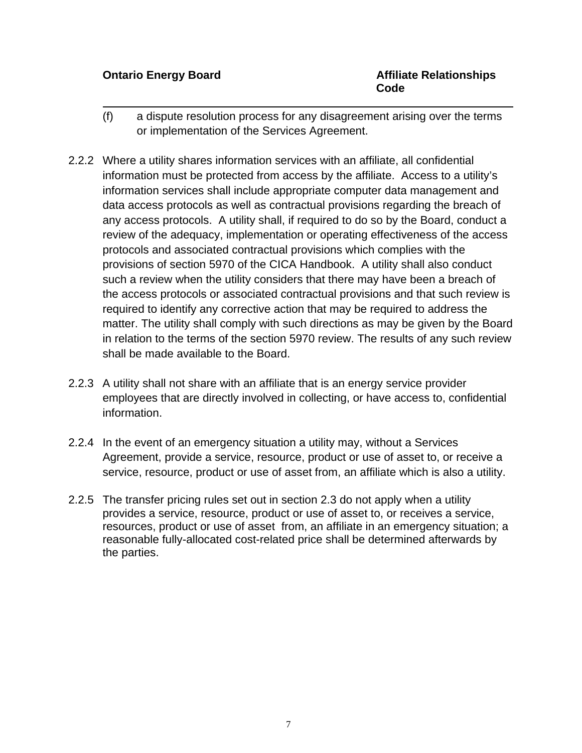(f) a dispute resolution process for any disagreement arising over the terms or implementation of the Services Agreement.

2.2.2 Where a utility shares information services with an affiliate, all confidential information must be protected from access by the affiliate. Access to a utility's information services shall include appropriate computer data management and data access protocols as well as contractual provisions regarding the breach of any access protocols. A utility shall, if required to do so by the Board, conduct a review of the adequacy, implementation or operating effectiveness of the access protocols and associated contractual provisions which complies with the provisions of section 5970 of the CICA Handbook. A utility shall also conduct such a review when the utility considers that there may have been a breach of the access protocols or associated contractual provisions and that such review is required to identify any corrective action that may be required to address the matter. The utility shall comply with such directions as may be given by the Board in relation to the terms of the section 5970 review. The results of any such review shall be made available to the Board.

2.2.3 A utility shall not share with an affiliate that is an energy service provider employees that are directly involved in collecting, or have access to, confidential information.

2.2.4 In the event of an emergency situation a utility may, without a Services Agreement, provide a service, resource, product or use of asset to, or receive a service, resource, product or use of asset from, an affiliate which is also a utility.

2.2.5 The transfer pricing rules set out in section 2.3 do not apply when a utility provides a service, resource, product or use of asset to, or receives a service, resources, product or use of asset from, an affiliate in an emergency situation; a reasonable fully-allocated cost-related price shall be determined afterwards by the parties.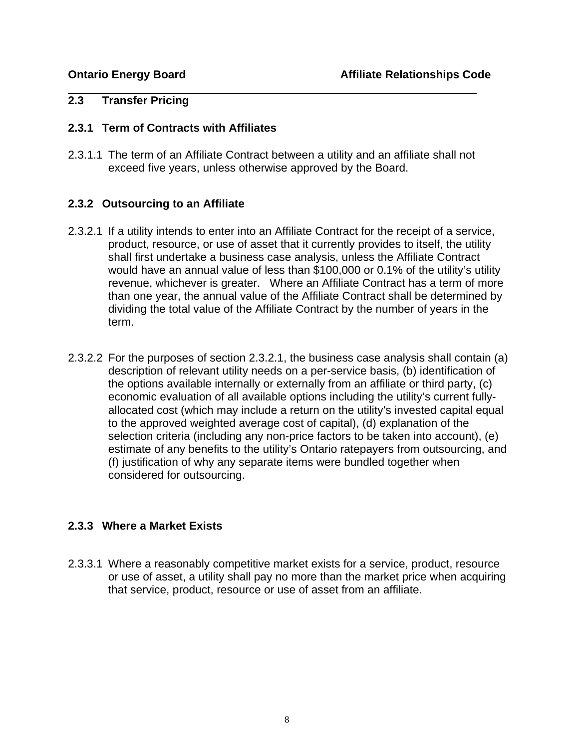## 2.3 Transfer Pricing

### 2.3.1 Term of Contracts with Affiliates

2.3.1.1 The term of an Affiliate Contract between a utility and an affiliate shall not exceed five years, unless otherwise approved by the Board.

### 2.3.2 Outsourcing to an Affiliate

2.3.2.1 If a utility intends to enter into an Affiliate Contract for the receipt of a service, product, resource, or use of asset that it currently provides to itself, the utility shall first undertake a business case analysis, unless the Affiliate Contract would have an annual value of less than $100,000 or 0.1% of the utility's utility revenue, whichever is greater. Where an Affiliate Contract has a term of more than one year, the annual value of the Affiliate Contract shall be determined by dividing the total value of the Affiliate Contract by the number of years in the term.

2.3.2.2 For the purposes of section 2.3.2.1, the business case analysis shall contain (a) description of relevant utility needs on a per-service basis, (b) identification of the options available internally or externally from an affiliate or third party, (c) economic evaluation of all available options including the utility's current fully-allocated cost (which may include a return on the utility's invested capital equal to the approved weighted average cost of capital), (d) explanation of the selection criteria (including any non-price factors to be taken into account), (e) estimate of any benefits to the utility's Ontario ratepayers from outsourcing, and (f) justification of why any separate items were bundled together when considered for outsourcing.

### 2.3.3 Where a Market Exists

2.3.3.1 Where a reasonably competitive market exists for a service, product, resource or use of asset, a utility shall pay no more than the market price when acquiring that service, product, resource or use of asset from an affiliate.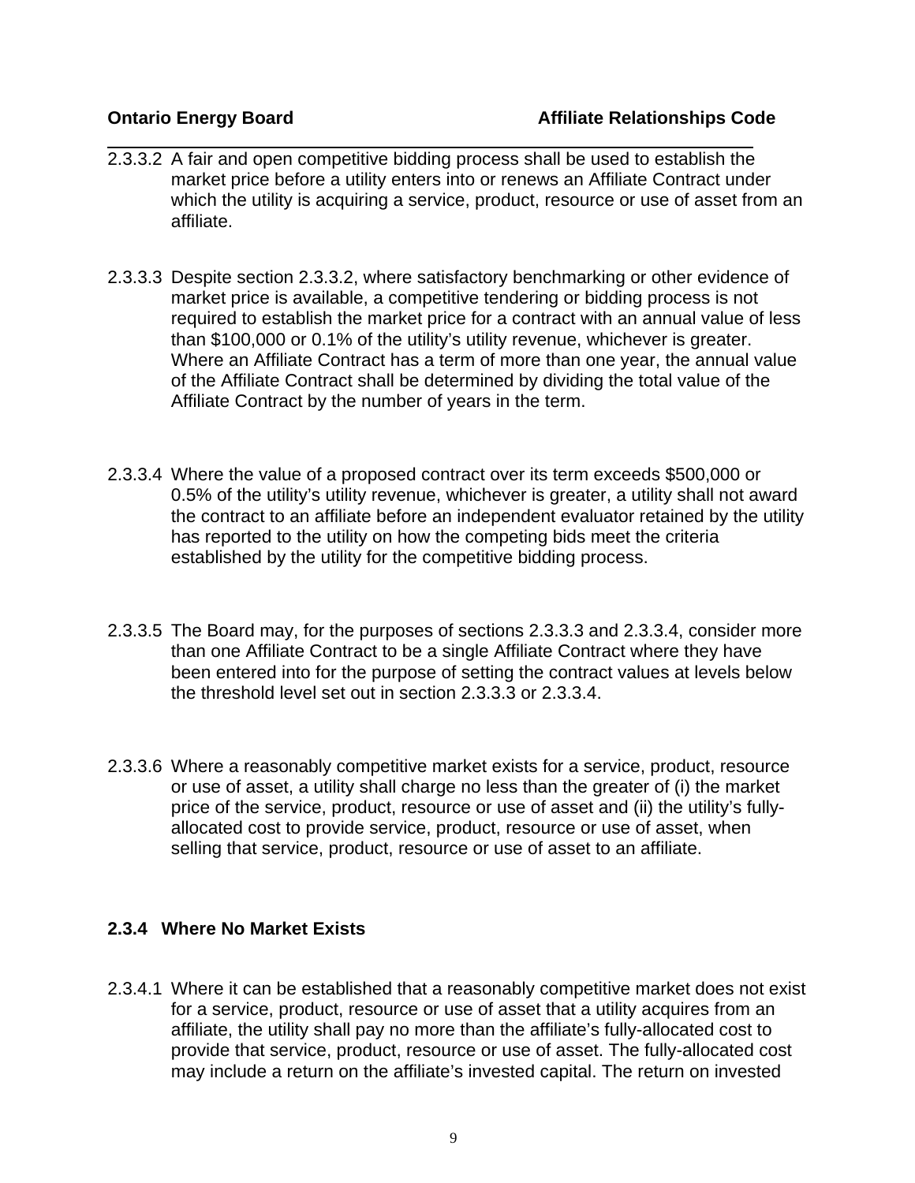2.3.3.2 A fair and open competitive bidding process shall be used to establish the market price before a utility enters into or renews an Affiliate Contract under which the utility is acquiring a service, product, resource or use of asset from an affiliate.

2.3.3.3 Despite section 2.3.3.2, where satisfactory benchmarking or other evidence of market price is available, a competitive tendering or bidding process is not required to establish the market price for a contract with an annual value of less than $100,000 or 0.1% of the utility's utility revenue, whichever is greater. Where an Affiliate Contract has a term of more than one year, the annual value of the Affiliate Contract shall be determined by dividing the total value of the Affiliate Contract by the number of years in the term.

2.3.3.4 Where the value of a proposed contract over its term exceeds $500,000 or 0.5% of the utility's utility revenue, whichever is greater, a utility shall not award the contract to an affiliate before an independent evaluator retained by the utility has reported to the utility on how the competing bids meet the criteria established by the utility for the competitive bidding process.

2.3.3.5 The Board may, for the purposes of sections 2.3.3.3 and 2.3.3.4, consider more than one Affiliate Contract to be a single Affiliate Contract where they have been entered into for the purpose of setting the contract values at levels below the threshold level set out in section 2.3.3.3 or 2.3.3.4.

2.3.3.6 Where a reasonably competitive market exists for a service, product, resource or use of asset, a utility shall charge no less than the greater of (i) the market price of the service, product, resource or use of asset and (ii) the utility's fully-allocated cost to provide service, product, resource or use of asset, when selling that service, product, resource or use of asset to an affiliate.

### 2.3.4 Where No Market Exists

2.3.4.1 Where it can be established that a reasonably competitive market does not exist for a service, product, resource or use of asset that a utility acquires from an affiliate, the utility shall pay no more than the affiliate's fully-allocated cost to provide that service, product, resource or use of asset. The fully-allocated cost may include a return on the affiliate's invested capital. The return on invested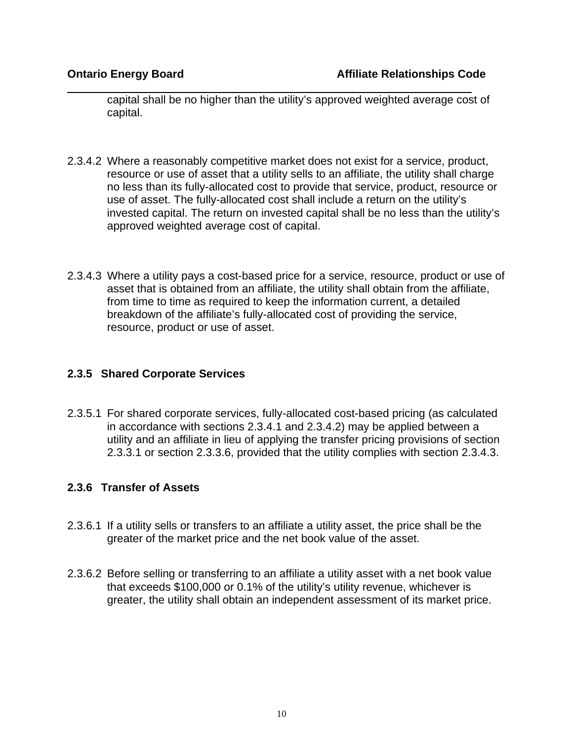capital shall be no higher than the utility's approved weighted average cost of capital.

2.3.4.2 Where a reasonably competitive market does not exist for a service, product, resource or use of asset that a utility sells to an affiliate, the utility shall charge no less than its fully-allocated cost to provide that service, product, resource or use of asset. The fully-allocated cost shall include a return on the utility's invested capital. The return on invested capital shall be no less than the utility's approved weighted average cost of capital.

2.3.4.3 Where a utility pays a cost-based price for a service, resource, product or use of asset that is obtained from an affiliate, the utility shall obtain from the affiliate, from time to time as required to keep the information current, a detailed breakdown of the affiliate's fully-allocated cost of providing the service, resource, product or use of asset.

### 2.3.5 Shared Corporate Services

2.3.5.1 For shared corporate services, fully-allocated cost-based pricing (as calculated in accordance with sections 2.3.4.1 and 2.3.4.2) may be applied between a utility and an affiliate in lieu of applying the transfer pricing provisions of section 2.3.3.1 or section 2.3.3.6, provided that the utility complies with section 2.3.4.3.

### 2.3.6 Transfer of Assets

2.3.6.1 If a utility sells or transfers to an affiliate a utility asset, the price shall be the greater of the market price and the net book value of the asset.

2.3.6.2 Before selling or transferring to an affiliate a utility asset with a net book value that exceeds $100,000 or 0.1% of the utility's utility revenue, whichever is greater, the utility shall obtain an independent assessment of its market price.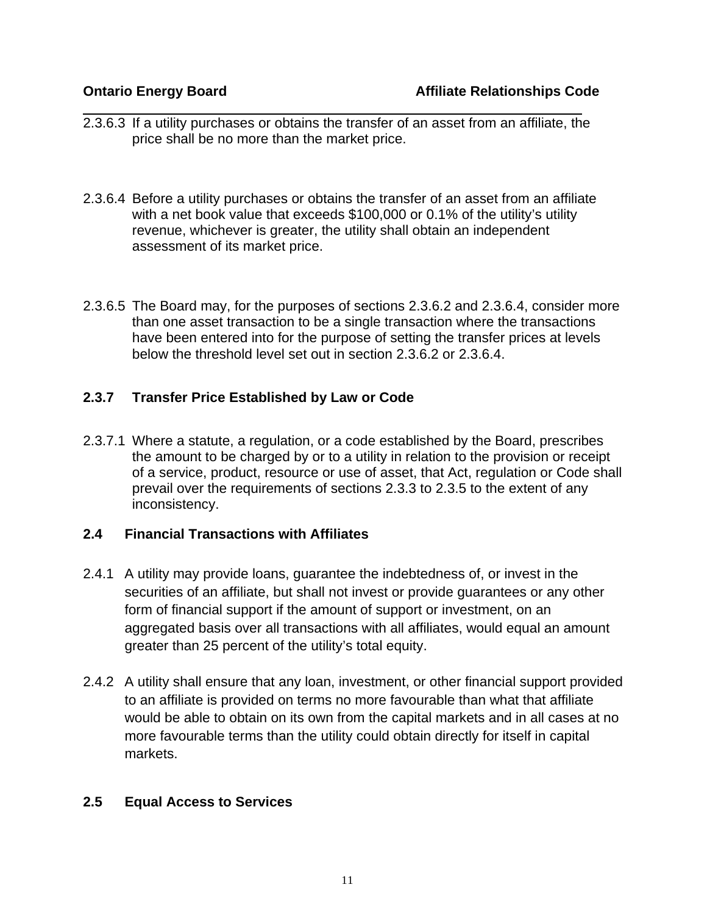2.3.6.3 If a utility purchases or obtains the transfer of an asset from an affiliate, the price shall be no more than the market price.

2.3.6.4 Before a utility purchases or obtains the transfer of an asset from an affiliate with a net book value that exceeds $100,000 or 0.1% of the utility's utility revenue, whichever is greater, the utility shall obtain an independent assessment of its market price.

2.3.6.5 The Board may, for the purposes of sections 2.3.6.2 and 2.3.6.4, consider more than one asset transaction to be a single transaction where the transactions have been entered into for the purpose of setting the transfer prices at levels below the threshold level set out in section 2.3.6.2 or 2.3.6.4.

### 2.3.7 Transfer Price Established by Law or Code

2.3.7.1 Where a statute, a regulation, or a code established by the Board, prescribes the amount to be charged by or to a utility in relation to the provision or receipt of a service, product, resource or use of asset, that Act, regulation or Code shall prevail over the requirements of sections 2.3.3 to 2.3.5 to the extent of any inconsistency.

## 2.4 Financial Transactions with Affiliates

2.4.1 A utility may provide loans, guarantee the indebtedness of, or invest in the securities of an affiliate, but shall not invest or provide guarantees or any other form of financial support if the amount of support or investment, on an aggregated basis over all transactions with all affiliates, would equal an amount greater than 25 percent of the utility's total equity.

2.4.2 A utility shall ensure that any loan, investment, or other financial support provided to an affiliate is provided on terms no more favourable than what that affiliate would be able to obtain on its own from the capital markets and in all cases at no more favourable terms than the utility could obtain directly for itself in capital markets.

## 2.5 Equal Access to Services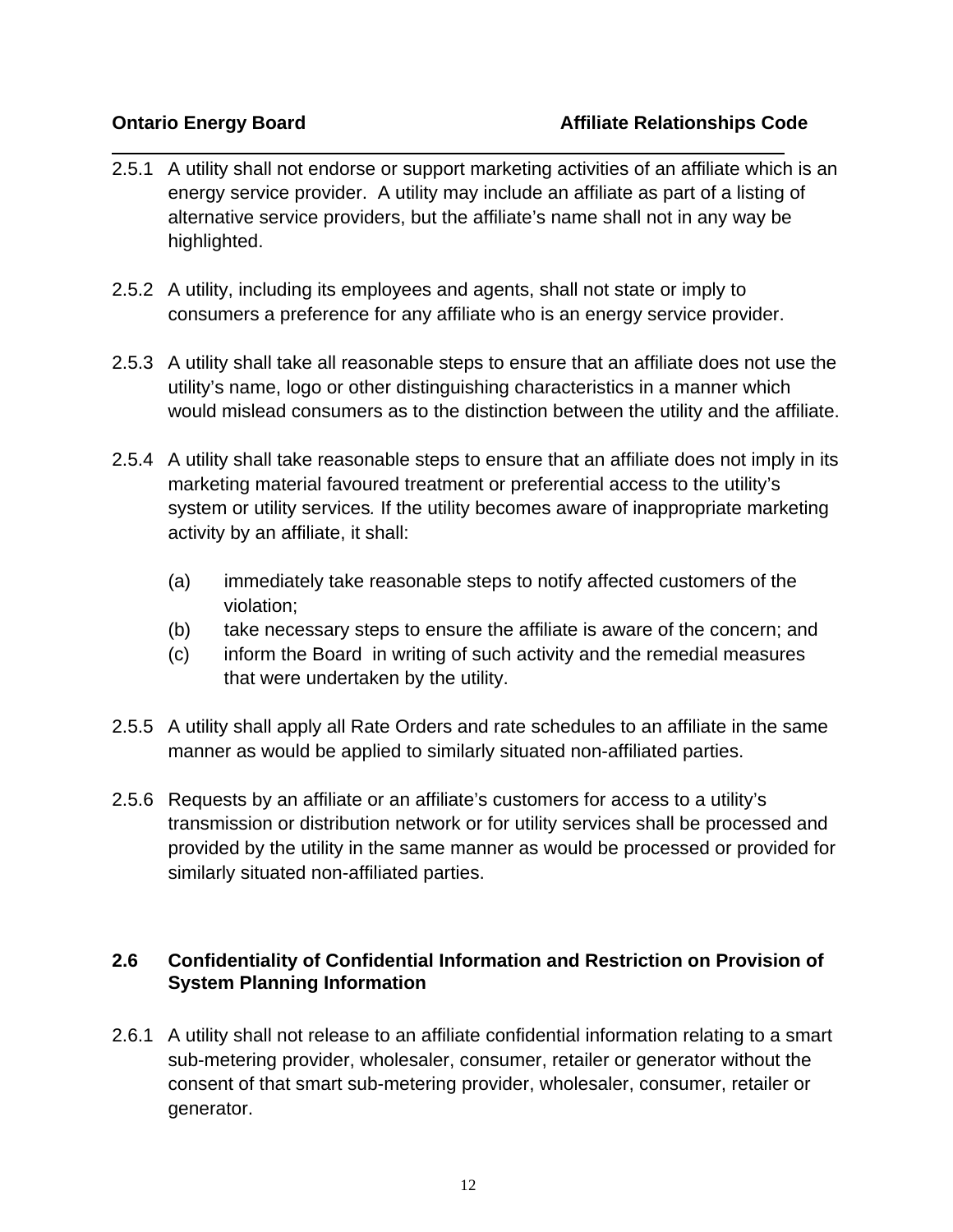2.5.1 A utility shall not endorse or support marketing activities of an affiliate which is an energy service provider. A utility may include an affiliate as part of a listing of alternative service providers, but the affiliate's name shall not in any way be highlighted.

2.5.2 A utility, including its employees and agents, shall not state or imply to consumers a preference for any affiliate who is an energy service provider.

2.5.3 A utility shall take all reasonable steps to ensure that an affiliate does not use the utility's name, logo or other distinguishing characteristics in a manner which would mislead consumers as to the distinction between the utility and the affiliate.

2.5.4 A utility shall take reasonable steps to ensure that an affiliate does not imply in its marketing material favoured treatment or preferential access to the utility's system or utility services. If the utility becomes aware of inappropriate marketing activity by an affiliate, it shall:

(a) immediately take reasonable steps to notify affected customers of the violation;
(b) take necessary steps to ensure the affiliate is aware of the concern; and
(c) inform the Board in writing of such activity and the remedial measures that were undertaken by the utility.

2.5.5 A utility shall apply all Rate Orders and rate schedules to an affiliate in the same manner as would be applied to similarly situated non-affiliated parties.

2.5.6 Requests by an affiliate or an affiliate's customers for access to a utility's transmission or distribution network or for utility services shall be processed and provided by the utility in the same manner as would be processed or provided for similarly situated non-affiliated parties.

## 2.6 Confidentiality of Confidential Information and Restriction on Provision of System Planning Information

2.6.1 A utility shall not release to an affiliate confidential information relating to a smart sub-metering provider, wholesaler, consumer, retailer or generator without the consent of that smart sub-metering provider, wholesaler, consumer, retailer or generator.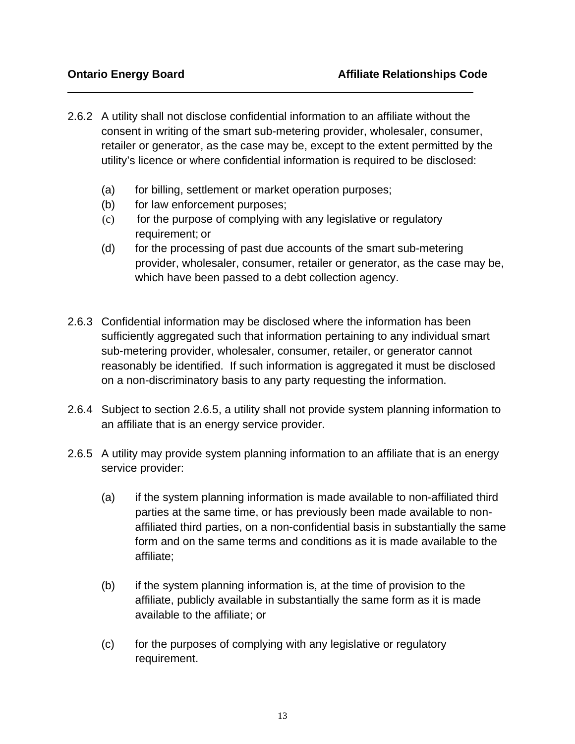2.6.2 A utility shall not disclose confidential information to an affiliate without the consent in writing of the smart sub-metering provider, wholesaler, consumer, retailer or generator, as the case may be, except to the extent permitted by the utility's licence or where confidential information is required to be disclosed:

- (a) for billing, settlement or market operation purposes;
- (b) for law enforcement purposes;
- (c) for the purpose of complying with any legislative or regulatory requirement; or
- (d) for the processing of past due accounts of the smart sub-metering provider, wholesaler, consumer, retailer or generator, as the case may be, which have been passed to a debt collection agency.

2.6.3 Confidential information may be disclosed where the information has been sufficiently aggregated such that information pertaining to any individual smart sub-metering provider, wholesaler, consumer, retailer, or generator cannot reasonably be identified. If such information is aggregated it must be disclosed on a non-discriminatory basis to any party requesting the information.

2.6.4 Subject to section 2.6.5, a utility shall not provide system planning information to an affiliate that is an energy service provider.

2.6.5 A utility may provide system planning information to an affiliate that is an energy service provider:

- (a) if the system planning information is made available to non-affiliated third parties at the same time, or has previously been made available to non-affiliated third parties, on a non-confidential basis in substantially the same form and on the same terms and conditions as it is made available to the affiliate;

- (b) if the system planning information is, at the time of provision to the affiliate, publicly available in substantially the same form as it is made available to the affiliate; or

- (c) for the purposes of complying with any legislative or regulatory requirement.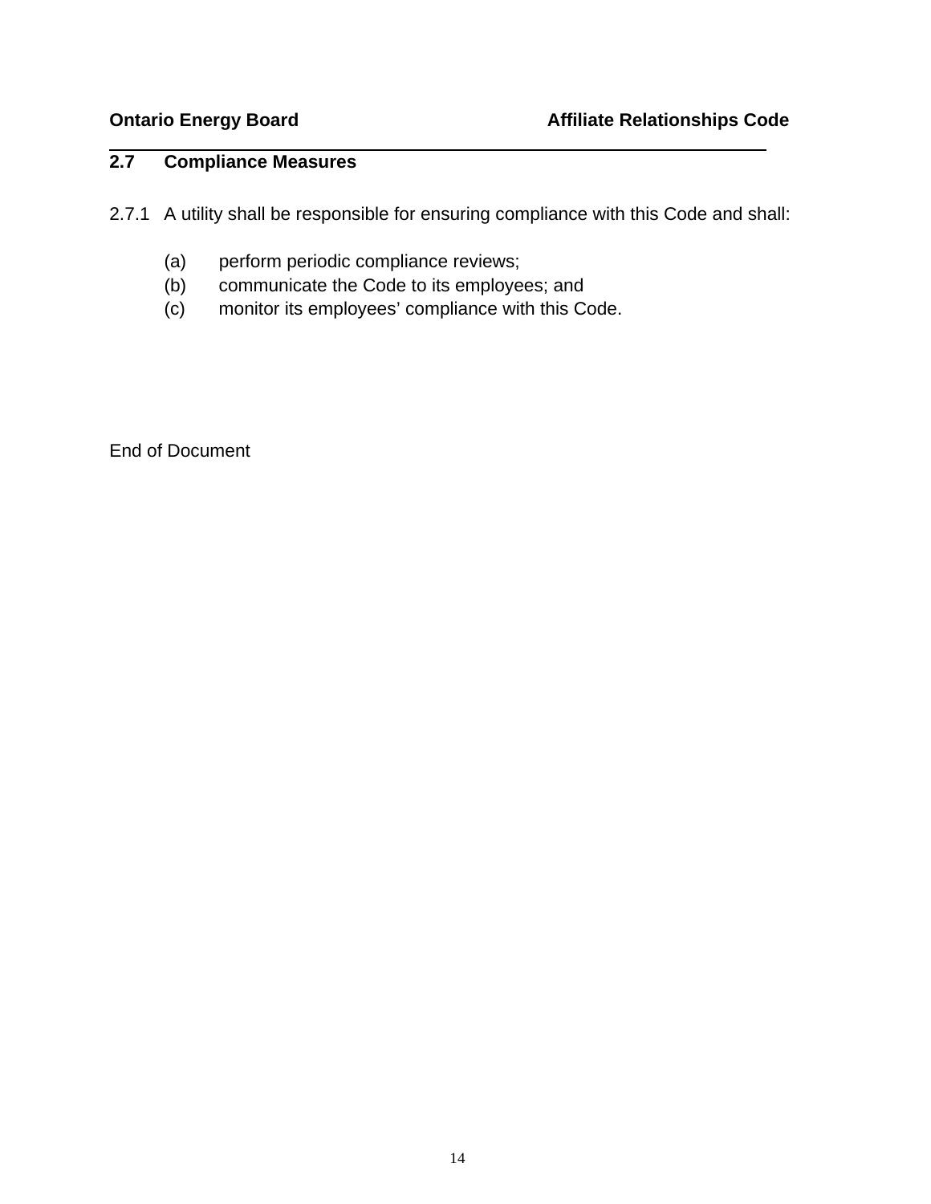## 2.7 Compliance Measures

2.7.1 A utility shall be responsible for ensuring compliance with this Code and shall:

(a) perform periodic compliance reviews;
(b) communicate the Code to its employees; and
(c) monitor its employees' compliance with this Code.

End of Document